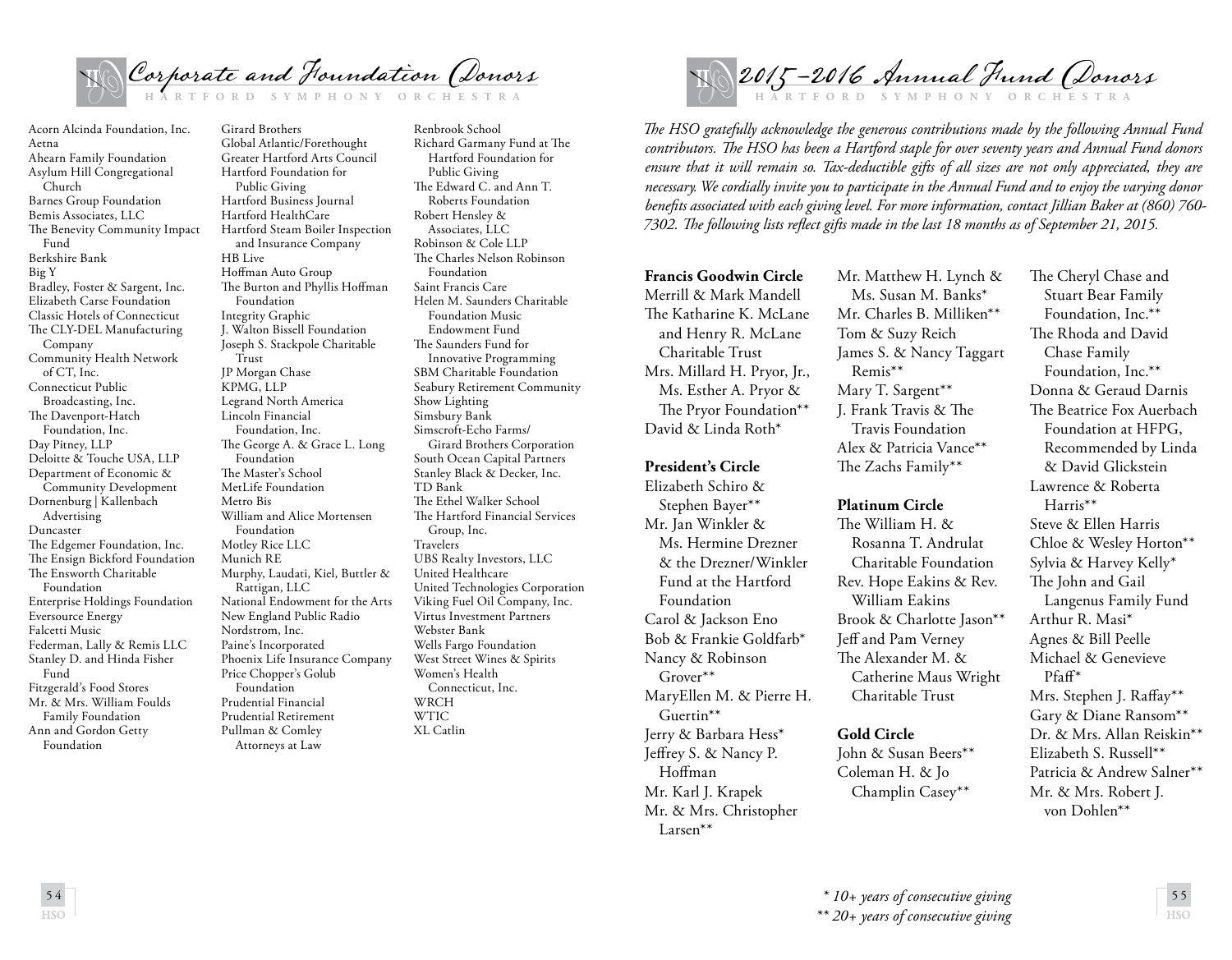# Corporate and Foundation Donors

HARTFORD SYMPHONY ORCHESTRA

Acorn Alcinda Foundation, Inc.
Aetna
Ahearn Family Foundation
Asylum Hill Congregational Church
Barnes Group Foundation
Bemis Associates, LLC
The Benevity Community Impact Fund
Berkshire Bank
Big Y
Bradley, Foster & Sargent, Inc.
Elizabeth Carse Foundation
Classic Hotels of Connecticut
The CLY-DEL Manufacturing Company
Community Health Network of CT, Inc.
Connecticut Public Broadcasting, Inc.
The Davenport-Hatch Foundation, Inc.
Day Pitney, LLP
Deloitte & Touche USA, LLP
Department of Economic & Community Development
Dornenburg | Kallenbach Advertising
Duncaster
The Edgemer Foundation, Inc.
The Ensign Bickford Foundation
The Ensworth Charitable Foundation
Enterprise Holdings Foundation
Eversource Energy
Falcetti Music
Federman, Lally & Remis LLC
Stanley D. and Hinda Fisher Fund
Fitzgerald's Food Stores
Mr. & Mrs. William Foulds Family Foundation
Ann and Gordon Getty Foundation
Girard Brothers
Global Atlantic/Forethought
Greater Hartford Arts Council
Hartford Foundation for Public Giving
Hartford Business Journal
Hartford HealthCare
Hartford Steam Boiler Inspection and Insurance Company
HB Live
Hoffman Auto Group
The Burton and Phyllis Hoffman Foundation
Integrity Graphic
J. Walton Bissell Foundation
Joseph S. Stackpole Charitable Trust
JP Morgan Chase
KPMG, LLP
Legrand North America
Lincoln Financial Foundation, Inc.
The George A. & Grace L. Long Foundation
The Master's School
MetLife Foundation
Metro Bis
William and Alice Mortensen Foundation
Motley Rice LLC
Munich RE
Murphy, Laudati, Kiel, Buttler & Rattigan, LLC
National Endowment for the Arts
New England Public Radio
Nordstrom, Inc.
Paine's Incorporated
Phoenix Life Insurance Company
Price Chopper's Golub Foundation
Prudential Financial
Prudential Retirement
Pullman & Comley Attorneys at Law
Renbrook School
Richard Garmany Fund at The Hartford Foundation for Public Giving
The Edward C. and Ann T. Roberts Foundation
Robert Hensley & Associates, LLC
Robinson & Cole LLP
The Charles Nelson Robinson Foundation
Saint Francis Care
Helen M. Saunders Charitable Foundation Music Endowment Fund
The Saunders Fund for Innovative Programming
SBM Charitable Foundation
Seabury Retirement Community
Show Lighting
Simsbury Bank
Simscroft-Echo Farms/ Girard Brothers Corporation
South Ocean Capital Partners
Stanley Black & Decker, Inc.
TD Bank
The Ethel Walker School
The Hartford Financial Services Group, Inc.
Travelers
UBS Realty Investors, LLC
United Healthcare
United Technologies Corporation
Viking Fuel Oil Company, Inc.
Virtus Investment Partners
Webster Bank
Wells Fargo Foundation
West Street Wines & Spirits
Women's Health Connecticut, Inc.
WRCH
WTIC
XL Catlin

# 2015-2016 Annual Fund Donors

HARTFORD SYMPHONY ORCHESTRA

*The HSO gratefully acknowledge the generous contributions made by the following Annual Fund contributors. The HSO has been a Hartford staple for over seventy years and Annual Fund donors ensure that it will remain so. Tax-deductible gifts of all sizes are not only appreciated, they are necessary. We cordially invite you to participate in the Annual Fund and to enjoy the varying donor benefits associated with each giving level. For more information, contact Jillian Baker at (860) 760-7302. The following lists reflect gifts made in the last 18 months as of September 21, 2015.*

**Francis Goodwin Circle**

Merrill & Mark Mandell
The Katharine K. McLane and Henry R. McLane Charitable Trust
Mrs. Millard H. Pryor, Jr., Ms. Esther A. Pryor & The Pryor Foundation**
David & Linda Roth*

**President's Circle**

Elizabeth Schiro & Stephen Bayer**
Mr. Jan Winkler & Ms. Hermine Drezner & the Drezner/Winkler Fund at the Hartford Foundation
Carol & Jackson Eno
Bob & Frankie Goldfarb*
Nancy & Robinson Grover**
MaryEllen M. & Pierre H. Guertin**
Jerry & Barbara Hess*
Jeffrey S. & Nancy P. Hoffman
Mr. Karl J. Krapek
Mr. & Mrs. Christopher Larsen**
Mr. Matthew H. Lynch & Ms. Susan M. Banks*
Mr. Charles B. Milliken**
Tom & Suzy Reich
James S. & Nancy Taggart Remis**
Mary T. Sargent**
J. Frank Travis & The Travis Foundation
Alex & Patricia Vance**
The Zachs Family**

**Platinum Circle**

The William H. & Rosanna T. Andrulat Charitable Foundation
Rev. Hope Eakins & Rev. William Eakins
Brook & Charlotte Jason**
Jeff and Pam Verney
The Alexander M. & Catherine Maus Wright Charitable Trust

**Gold Circle**

John & Susan Beers**
Coleman H. & Jo Champlin Casey**
The Cheryl Chase and Stuart Bear Family Foundation, Inc.**
The Rhoda and David Chase Family Foundation, Inc.**
Donna & Geraud Darnis
The Beatrice Fox Auerbach Foundation at HFPG, Recommended by Linda & David Glickstein
Lawrence & Roberta Harris**
Steve & Ellen Harris
Chloe & Wesley Horton**
Sylvia & Harvey Kelly*
The John and Gail Langenus Family Fund
Arthur R. Masi*
Agnes & Bill Peelle
Michael & Genevieve Pfaff*
Mrs. Stephen J. Raffay**
Gary & Diane Ransom**
Dr. & Mrs. Allan Reiskin**
Elizabeth S. Russell**
Patricia & Andrew Salner**
Mr. & Mrs. Robert J. von Dohlen**

*\* 10+ years of consecutive giving*
*\*\* 20+ years of consecutive giving*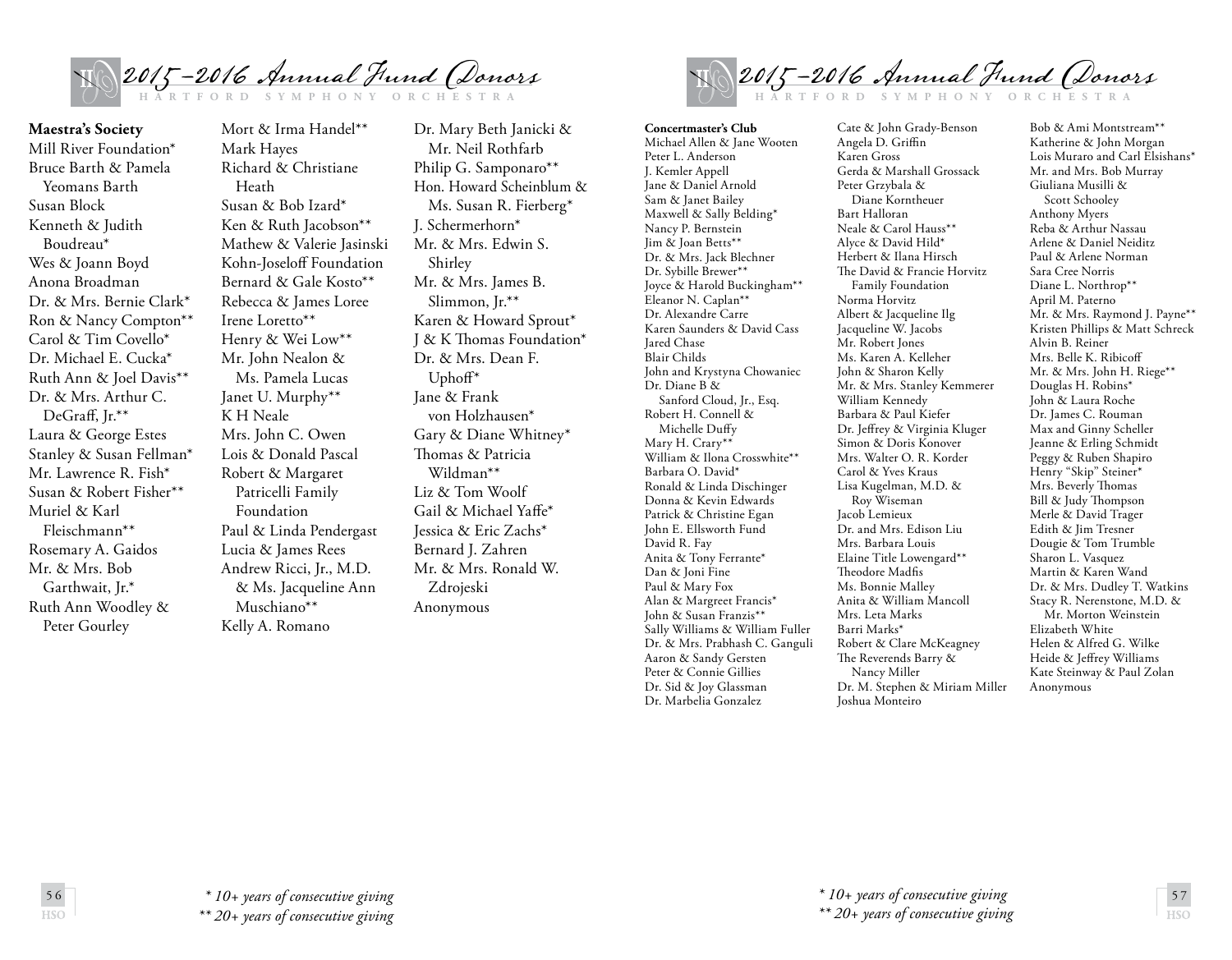## 2015–2016 Annual Fund Donors

HARTFORD SYMPHONY ORCHESTRA

**Maestra's Society**

Mill River Foundation*
Bruce Barth & Pamela Yeomans Barth
Susan Block
Kenneth & Judith Boudreau*
Wes & Joann Boyd
Anona Broadman
Dr. & Mrs. Bernie Clark*
Ron & Nancy Compton**
Carol & Tim Covello*
Dr. Michael E. Cucka*
Ruth Ann & Joel Davis**
Dr. & Mrs. Arthur C. DeGraff, Jr.**
Laura & George Estes
Stanley & Susan Fellman*
Mr. Lawrence R. Fish*
Susan & Robert Fisher**
Muriel & Karl Fleischmann**
Rosemary A. Gaidos
Mr. & Mrs. Bob Garthwait, Jr.*
Ruth Ann Woodley & Peter Gourley
Mort & Irma Handel**
Mark Hayes
Richard & Christiane Heath
Susan & Bob Izard*
Ken & Ruth Jacobson**
Mathew & Valerie Jasinski
Kohn-Joseloff Foundation
Bernard & Gale Kosto**
Rebecca & James Loree
Irene Loretto**
Henry & Wei Low**
Mr. John Nealon & Ms. Pamela Lucas
Janet U. Murphy**
K H Neale
Mrs. John C. Owen
Lois & Donald Pascal
Robert & Margaret Patricelli Family Foundation
Paul & Linda Pendergast
Lucia & James Rees
Andrew Ricci, Jr., M.D. & Ms. Jacqueline Ann Muschiano**
Kelly A. Romano
Dr. Mary Beth Janicki & Mr. Neil Rothfarb
Philip G. Samponaro**
Hon. Howard Scheinblum & Ms. Susan R. Fierberg*
J. Schermerhorn*
Mr. & Mrs. Edwin S. Shirley
Mr. & Mrs. James B. Slimmon, Jr.**
Karen & Howard Sprout*
J & K Thomas Foundation*
Dr. & Mrs. Dean F. Uphoff*
Jane & Frank von Holzhausen*
Gary & Diane Whitney*
Thomas & Patricia Wildman**
Liz & Tom Woolf
Gail & Michael Yaffe*
Jessica & Eric Zachs*
Bernard J. Zahren
Mr. & Mrs. Ronald W. Zdrojeski
Anonymous

*\* 10+ years of consecutive giving*
*\*\* 20+ years of consecutive giving*

## 2015–2016 Annual Fund Donors

HARTFORD SYMPHONY ORCHESTRA

**Concertmaster's Club**

Michael Allen & Jane Wooten
Peter L. Anderson
J. Kemler Appell
Jane & Daniel Arnold
Sam & Janet Bailey
Maxwell & Sally Belding*
Nancy P. Bernstein
Jim & Joan Betts**
Dr. & Mrs. Jack Blechner
Dr. Sybille Brewer**
Joyce & Harold Buckingham**
Eleanor N. Caplan**
Dr. Alexandre Carre
Karen Saunders & David Cass
Jared Chase
Blair Childs
John and Krystyna Chowaniec
Dr. Diane B & Sanford Cloud, Jr., Esq.
Robert H. Connell & Michelle Duffy
Mary H. Crary**
William & Ilona Crosswhite**
Barbara O. David*
Ronald & Linda Dischinger
Donna & Kevin Edwards
Patrick & Christine Egan
John E. Ellsworth Fund
David R. Fay
Anita & Tony Ferrante*
Dan & Joni Fine
Paul & Mary Fox
Alan & Margreet Francis*
John & Susan Franzis**
Sally Williams & William Fuller
Dr. & Mrs. Prabhash C. Ganguli
Aaron & Sandy Gersten
Peter & Connie Gillies
Dr. Sid & Joy Glassman
Dr. Marbelia Gonzalez
Cate & John Grady-Benson
Angela D. Griffin
Karen Gross
Gerda & Marshall Grossack
Peter Grzybala & Diane Korntheuer
Bart Halloran
Neale & Carol Hauss**
Alyce & David Hild*
Herbert & Ilana Hirsch
The David & Francie Horvitz Family Foundation
Norma Horvitz
Albert & Jacqueline Ilg
Jacqueline W. Jacobs
Mr. Robert Jones
Ms. Karen A. Kelleher
John & Sharon Kelly
Mr. & Mrs. Stanley Kemmerer
William Kennedy
Barbara & Paul Kiefer
Dr. Jeffrey & Virginia Kluger
Simon & Doris Konover
Mrs. Walter O. R. Korder
Carol & Yves Kraus
Lisa Kugelman, M.D. & Roy Wiseman
Jacob Lemieux
Dr. and Mrs. Edison Liu
Mrs. Barbara Louis
Elaine Title Lowengard**
Theodore Madfis
Ms. Bonnie Malley
Anita & William Mancoll
Mrs. Leta Marks
Barri Marks*
Robert & Clare McKeagney
The Reverends Barry & Nancy Miller
Dr. M. Stephen & Miriam Miller
Joshua Monteiro
Bob & Ami Montstream**
Katherine & John Morgan
Lois Muraro and Carl Elsishans*
Mr. and Mrs. Bob Murray
Giuliana Musilli & Scott Schooley
Anthony Myers
Reba & Arthur Nassau
Arlene & Daniel Neiditz
Paul & Arlene Norman
Sara Cree Norris
Diane L. Northrop**
April M. Paterno
Mr. & Mrs. Raymond J. Payne**
Kristen Phillips & Matt Schreck
Alvin B. Reiner
Mrs. Belle K. Ribicoff
Mr. & Mrs. John H. Riege**
Douglas H. Robins*
John & Laura Roche
Dr. James C. Rouman
Max and Ginny Scheller
Jeanne & Erling Schmidt
Peggy & Ruben Shapiro
Henry "Skip" Steiner*
Mrs. Beverly Thomas
Bill & Judy Thompson
Merle & David Trager
Edith & Jim Tresner
Dougie & Tom Trumble
Sharon L. Vasquez
Martin & Karen Wand
Dr. & Mrs. Dudley T. Watkins
Stacy R. Nerenstone, M.D. & Mr. Morton Weinstein
Elizabeth White
Helen & Alfred G. Wilke
Heide & Jeffrey Williams
Kate Steinway & Paul Zolan
Anonymous

*\* 10+ years of consecutive giving*
*\*\* 20+ years of consecutive giving*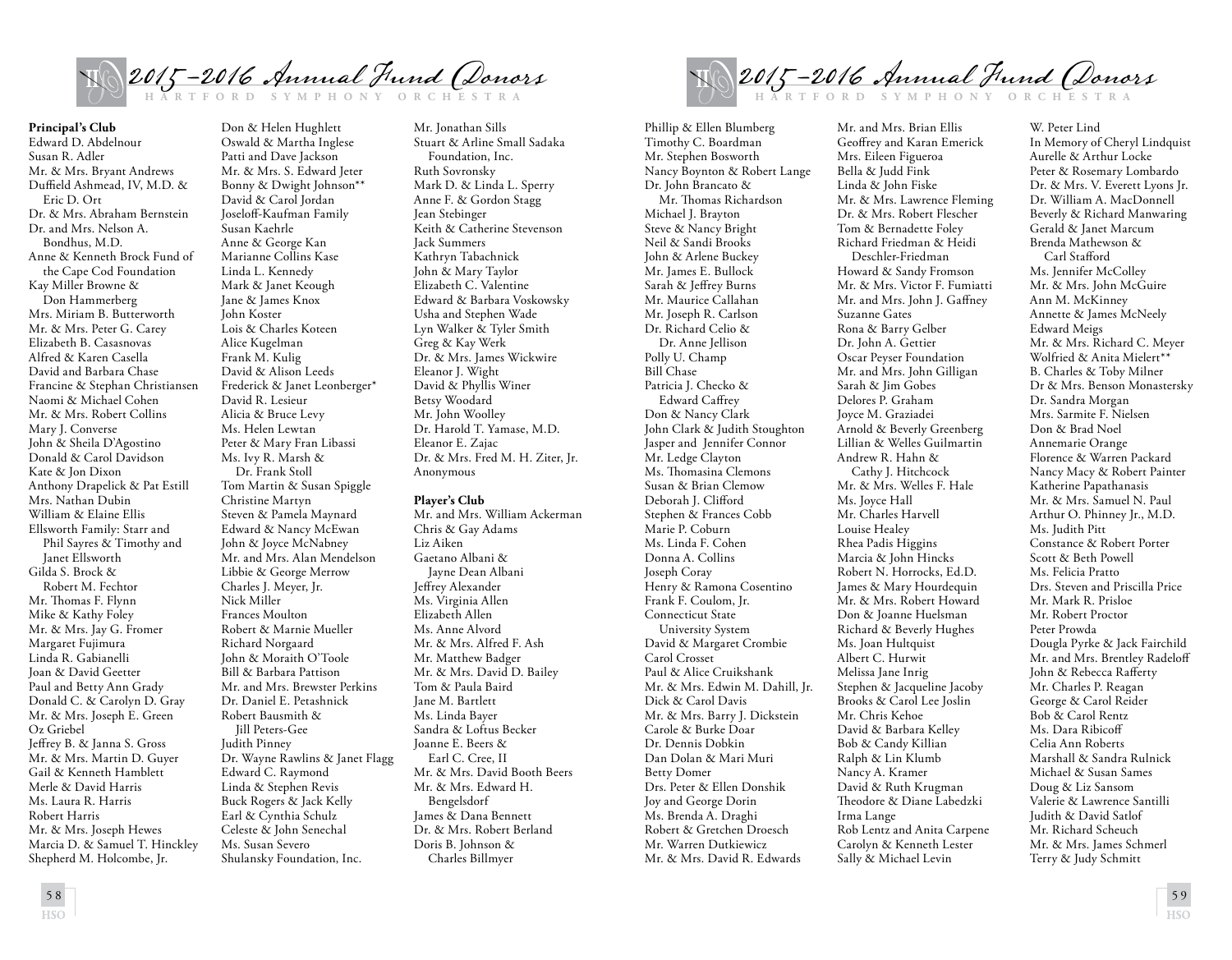# 2015–2016 Annual Fund Donors

HARTFORD SYMPHONY ORCHESTRA

**Principal's Club**

Edward D. Abdelnour
Susan R. Adler
Mr. & Mrs. Bryant Andrews
Duffield Ashmead, IV, M.D. & Eric D. Ort
Dr. & Mrs. Abraham Bernstein
Dr. and Mrs. Nelson A. Bondhus, M.D.
Anne & Kenneth Brock Fund of the Cape Cod Foundation
Kay Miller Browne & Don Hammerberg
Mrs. Miriam B. Butterworth
Mr. & Mrs. Peter G. Carey
Elizabeth B. Casasnovas
Alfred & Karen Casella
David and Barbara Chase
Francine & Stephan Christiansen
Naomi & Michael Cohen
Mr. & Mrs. Robert Collins
Mary J. Converse
John & Sheila D'Agostino
Donald & Carol Davidson
Kate & Jon Dixon
Anthony Drapelick & Pat Estill
Mrs. Nathan Dubin
William & Elaine Ellis
Ellsworth Family: Starr and Phil Sayres & Timothy and Janet Ellsworth
Gilda S. Brock & Robert M. Fechtor
Mr. Thomas F. Flynn
Mike & Kathy Foley
Mr. & Mrs. Jay G. Fromer
Margaret Fujimura
Linda R. Gabianelli
Joan & David Geetter
Paul and Betty Ann Grady
Donald C. & Carolyn D. Gray
Mr. & Mrs. Joseph E. Green
Oz Griebel
Jeffrey B. & Janna S. Gross
Mr. & Mrs. Martin D. Guyer
Gail & Kenneth Hamblett
Merle & David Harris
Ms. Laura R. Harris
Robert Harris
Mr. & Mrs. Joseph Hewes
Marcia D. & Samuel T. Hinckley
Shepherd M. Holcombe, Jr.
Don & Helen Hughlett
Oswald & Martha Inglese
Patti and Dave Jackson
Mr. & Mrs. S. Edward Jeter
Bonny & Dwight Johnson**
David & Carol Jordan
Joseloff-Kaufman Family
Susan Kaehrle
Anne & George Kan
Marianne Collins Kase
Linda L. Kennedy
Mark & Janet Keough
Jane & James Knox
John Koster
Lois & Charles Koteen
Alice Kugelman
Frank M. Kulig
David & Alison Leeds
Frederick & Janet Leonberger*
David R. Lesieur
Alicia & Bruce Levy
Ms. Helen Lewtan
Peter & Mary Fran Libassi
Ms. Ivy R. Marsh & Dr. Frank Stoll
Tom Martin & Susan Spiggle
Christine Martyn
Steven & Pamela Maynard
Edward & Nancy McEwan
John & Joyce McNabney
Mr. and Mrs. Alan Mendelson
Libbie & George Merrow
Charles J. Meyer, Jr.
Nick Miller
Frances Moulton
Robert & Marnie Mueller
Richard Norgaard
John & Moraith O'Toole
Bill & Barbara Pattison
Mr. and Mrs. Brewster Perkins
Dr. Daniel E. Petashnick
Robert Bausmith & Jill Peters-Gee
Judith Pinney
Dr. Wayne Rawlins & Janet Flagg
Edward C. Raymond
Linda & Stephen Revis
Buck Rogers & Jack Kelly
Earl & Cynthia Schulz
Celeste & John Senechal
Ms. Susan Severo
Shulansky Foundation, Inc.
Mr. Jonathan Sills
Stuart & Arline Small Sadaka Foundation, Inc.
Ruth Sovronsky
Mark D. & Linda L. Sperry
Anne F. & Gordon Stagg
Jean Stebinger
Keith & Catherine Stevenson
Jack Summers
Kathryn Tabachnick
John & Mary Taylor
Elizabeth C. Valentine
Edward & Barbara Voskowsky
Usha and Stephen Wade
Lyn Walker & Tyler Smith
Greg & Kay Werk
Dr. & Mrs. James Wickwire
Eleanor J. Wight
David & Phyllis Winer
Betsy Woodard
Mr. John Woolley
Dr. Harold T. Yamase, M.D.
Eleanor E. Zajac
Dr. & Mrs. Fred M. H. Ziter, Jr.
Anonymous

**Player's Club**

Mr. and Mrs. William Ackerman
Chris & Gay Adams
Liz Aiken
Gaetano Albani & Jayne Dean Albani
Jeffrey Alexander
Ms. Virginia Allen
Elizabeth Allen
Ms. Anne Alvord
Mr. & Mrs. Alfred F. Ash
Mr. Matthew Badger
Mr. & Mrs. David D. Bailey
Tom & Paula Baird
Jane M. Bartlett
Ms. Linda Bayer
Sandra & Loftus Becker
Joanne E. Beers & Earl C. Cree, II
Mr. & Mrs. David Booth Beers
Mr. & Mrs. Edward H. Bengelsdorf
James & Dana Bennett
Dr. & Mrs. Robert Berland
Doris B. Johnson & Charles Billmyer
Phillip & Ellen Blumberg
Timothy C. Boardman
Mr. Stephen Bosworth
Nancy Boynton & Robert Lange
Dr. John Brancato & Mr. Thomas Richardson
Michael J. Brayton
Steve & Nancy Bright
Neil & Sandi Brooks
John & Arlene Buckey
Mr. James E. Bullock
Sarah & Jeffrey Burns
Mr. Maurice Callahan
Mr. Joseph R. Carlson
Dr. Richard Celio & Dr. Anne Jellison
Polly U. Champ
Bill Chase
Patricia J. Checko & Edward Caffrey
Don & Nancy Clark
John Clark & Judith Stoughton
Jasper and Jennifer Connor
Mr. Ledge Clayton
Ms. Thomasina Clemons
Susan & Brian Clemow
Deborah J. Clifford
Stephen & Frances Cobb
Marie P. Coburn
Ms. Linda F. Cohen
Donna A. Collins
Joseph Coray
Henry & Ramona Cosentino
Frank F. Coulom, Jr.
Connecticut State University System
David & Margaret Crombie
Carol Crosset
Paul & Alice Cruikshank
Mr. & Mrs. Edwin M. Dahill, Jr.
Dick & Carol Davis
Mr. & Mrs. Barry J. Dickstein
Carole & Burke Doar
Dr. Dennis Dobkin
Dan Dolan & Mari Muri
Betty Domer
Drs. Peter & Ellen Donshik
Joy and George Dorin
Ms. Brenda A. Draghi
Robert & Gretchen Droesch
Mr. Warren Dutkiewicz
Mr. & Mrs. David R. Edwards
Mr. and Mrs. Brian Ellis
Geoffrey and Karan Emerick
Mrs. Eileen Figueroa
Bella & Judd Fink
Linda & John Fiske
Mr. & Mrs. Lawrence Fleming
Dr. & Mrs. Robert Flescher
Tom & Bernadette Foley
Richard Friedman & Heidi Deschler-Friedman
Howard & Sandy Fromson
Mr. & Mrs. Victor F. Fumiatti
Mr. and Mrs. John J. Gaffney
Suzanne Gates
Rona & Barry Gelber
Dr. John A. Gettier
Oscar Peyser Foundation
Mr. and Mrs. John Gilligan
Sarah & Jim Gobes
Delores P. Graham
Joyce M. Graziadei
Arnold & Beverly Greenberg
Lillian & Welles Guilmartin
Andrew R. Hahn & Cathy J. Hitchcock
Mr. & Mrs. Welles F. Hale
Ms. Joyce Hall
Mr. Charles Harvell
Louise Healey
Rhea Padis Higgins
Marcia & John Hincks
Robert N. Horrocks, Ed.D.
James & Mary Hourdequin
Mr. & Mrs. Robert Howard
Don & Joanne Huelsman
Richard & Beverly Hughes
Ms. Joan Hultquist
Albert C. Hurwit
Melissa Jane Inrig
Stephen & Jacqueline Jacoby
Brooks & Carol Lee Joslin
Mr. Chris Kehoe
David & Barbara Kelley
Bob & Candy Killian
Ralph & Lin Klumb
Nancy A. Kramer
David & Ruth Krugman
Theodore & Diane Labedzki
Irma Lange
Rob Lentz and Anita Carpene
Carolyn & Kenneth Lester
Sally & Michael Levin
W. Peter Lind
In Memory of Cheryl Lindquist
Aurelle & Arthur Locke
Peter & Rosemary Lombardo
Dr. & Mrs. V. Everett Lyons Jr.
Dr. William A. MacDonnell
Beverly & Richard Manwaring
Gerald & Janet Marcum
Brenda Mathewson & Carl Stafford
Ms. Jennifer McColley
Mr. & Mrs. John McGuire
Ann M. McKinney
Annette & James McNeely
Edward Meigs
Mr. & Mrs. Richard C. Meyer
Wolfried & Anita Mielert**
B. Charles & Toby Milner
Dr & Mrs. Benson Monastersky
Dr. Sandra Morgan
Mrs. Sarmite F. Nielsen
Don & Brad Noel
Annemarie Orange
Florence & Warren Packard
Nancy Macy & Robert Painter
Katherine Papathanasis
Mr. & Mrs. Samuel N. Paul
Arthur O. Phinney Jr., M.D.
Ms. Judith Pitt
Constance & Robert Porter
Scott & Beth Powell
Ms. Felicia Pratto
Drs. Steven and Priscilla Price
Mr. Mark R. Prisloe
Mr. Robert Proctor
Peter Prowda
Dougla Pyrke & Jack Fairchild
Mr. and Mrs. Brentley Radeloff
John & Rebecca Rafferty
Mr. Charles P. Reagan
George & Carol Reider
Bob & Carol Rentz
Ms. Dara Ribicoff
Celia Ann Roberts
Marshall & Sandra Rulnick
Michael & Susan Sames
Doug & Liz Sansom
Valerie & Lawrence Santilli
Judith & David Satlof
Mr. Richard Scheuch
Mr. & Mrs. James Schmerl
Terry & Judy Schmitt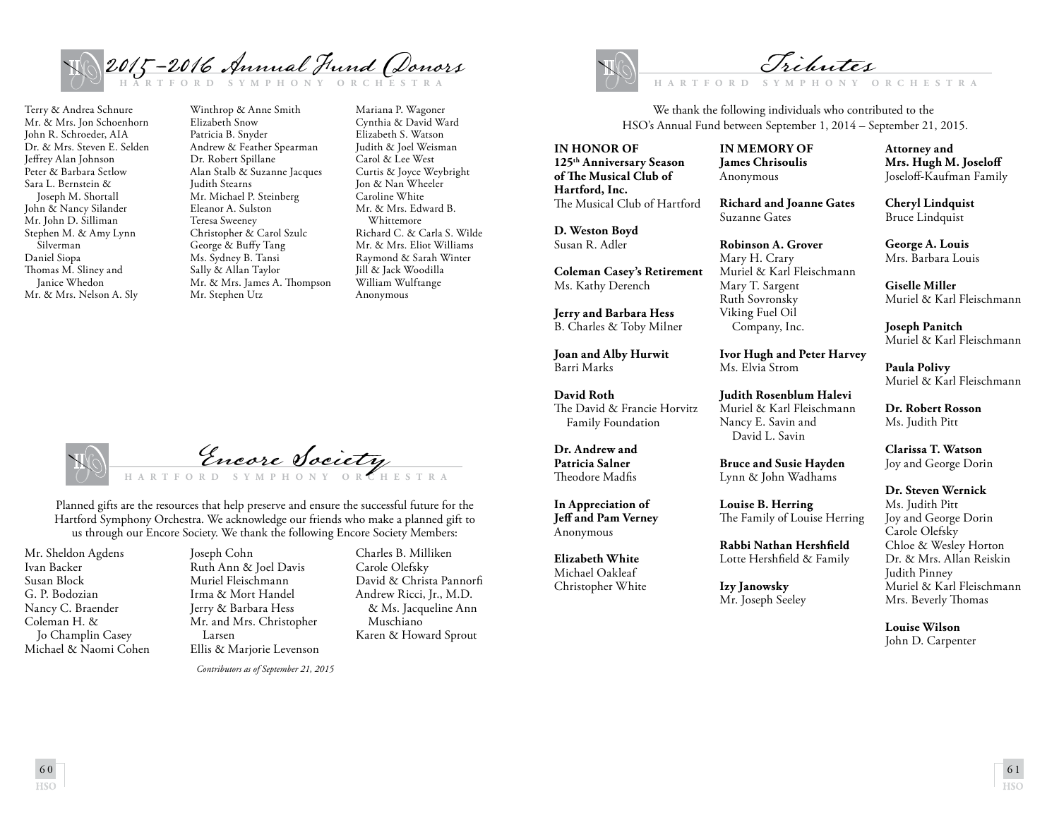## 2015–2016 Annual Fund Donors

HARTFORD SYMPHONY ORCHESTRA

Terry & Andrea Schnure
Mr. & Mrs. Jon Schoenhorn
John R. Schroeder, AIA
Dr. & Mrs. Steven E. Selden
Jeffrey Alan Johnson
Peter & Barbara Setlow
Sara L. Bernstein & Joseph M. Shortall
John & Nancy Silander
Mr. John D. Silliman
Stephen M. & Amy Lynn Silverman
Daniel Siopa
Thomas M. Sliney and Janice Whedon
Mr. & Mrs. Nelson A. Sly
Winthrop & Anne Smith
Elizabeth Snow
Patricia B. Snyder
Andrew & Feather Spearman
Dr. Robert Spillane
Alan Stalb & Suzanne Jacques
Judith Stearns
Mr. Michael P. Steinberg
Eleanor A. Sulston
Teresa Sweeney
Christopher & Carol Szulc
George & Buffy Tang
Ms. Sydney B. Tansi
Sally & Allan Taylor
Mr. & Mrs. James A. Thompson
Mr. Stephen Utz
Mariana P. Wagoner
Cynthia & David Ward
Elizabeth S. Watson
Judith & Joel Weisman
Carol & Lee West
Curtis & Joyce Weybright
Jon & Nan Wheeler
Caroline White
Mr. & Mrs. Edward B. Whittemore
Richard C. & Carla S. Wilde
Mr. & Mrs. Eliot Williams
Raymond & Sarah Winter
Jill & Jack Woodilla
William Wulftange
Anonymous

## Encore Society

HARTFORD SYMPHONY ORCHESTRA

Planned gifts are the resources that help preserve and ensure the successful future for the Hartford Symphony Orchestra. We acknowledge our friends who make a planned gift to us through our Encore Society. We thank the following Encore Society Members:

Mr. Sheldon Agdens
Ivan Backer
Susan Block
G. P. Bodozian
Nancy C. Braender
Coleman H. & Jo Champlin Casey
Michael & Naomi Cohen
Joseph Cohn
Ruth Ann & Joel Davis
Muriel Fleischmann
Irma & Mort Handel
Jerry & Barbara Hess
Mr. and Mrs. Christopher Larsen
Ellis & Marjorie Levenson
Charles B. Milliken
Carole Olefsky
David & Christa Pannorfi
Andrew Ricci, Jr., M.D. & Ms. Jacqueline Ann Muschiano
Karen & Howard Sprout

*Contributors as of September 21, 2015*

## Tributes

HARTFORD SYMPHONY ORCHESTRA

We thank the following individuals who contributed to the HSO's Annual Fund between September 1, 2014 – September 21, 2015.

**IN HONOR OF**

**125th Anniversary Season of The Musical Club of Hartford, Inc.**
The Musical Club of Hartford

**D. Weston Boyd**
Susan R. Adler

**Coleman Casey's Retirement**
Ms. Kathy Derench

**Jerry and Barbara Hess**
B. Charles & Toby Milner

**Joan and Alby Hurwit**
Barri Marks

**David Roth**
The David & Francie Horvitz Family Foundation

**Dr. Andrew and Patricia Salner**
Theodore Madfis

**In Appreciation of Jeff and Pam Verney**
Anonymous

**Elizabeth White**
Michael Oakleaf
Christopher White

**IN MEMORY OF**

**James Chrisoulis**
Anonymous

**Richard and Joanne Gates**
Suzanne Gates

**Robinson A. Grover**
Mary H. Crary
Muriel & Karl Fleischmann
Mary T. Sargent
Ruth Sovronsky
Viking Fuel Oil Company, Inc.

**Ivor Hugh and Peter Harvey**
Ms. Elvia Strom

**Judith Rosenblum Halevi**
Muriel & Karl Fleischmann
Nancy E. Savin and David L. Savin

**Bruce and Susie Hayden**
Lynn & John Wadhams

**Louise B. Herring**
The Family of Louise Herring

**Rabbi Nathan Hershfield**
Lotte Hershfield & Family

**Izy Janowsky**
Mr. Joseph Seeley

**Attorney and Mrs. Hugh M. Joseloff**
Joseloff-Kaufman Family

**Cheryl Lindquist**
Bruce Lindquist

**George A. Louis**
Mrs. Barbara Louis

**Giselle Miller**
Muriel & Karl Fleischmann

**Joseph Panitch**
Muriel & Karl Fleischmann

**Paula Polivy**
Muriel & Karl Fleischmann

**Dr. Robert Rosson**
Ms. Judith Pitt

**Clarissa T. Watson**
Joy and George Dorin

**Dr. Steven Wernick**
Ms. Judith Pitt
Joy and George Dorin
Carole Olefsky
Chloe & Wesley Horton
Dr. & Mrs. Allan Reiskin
Judith Pinney
Muriel & Karl Fleischmann
Mrs. Beverly Thomas

**Louise Wilson**
John D. Carpenter